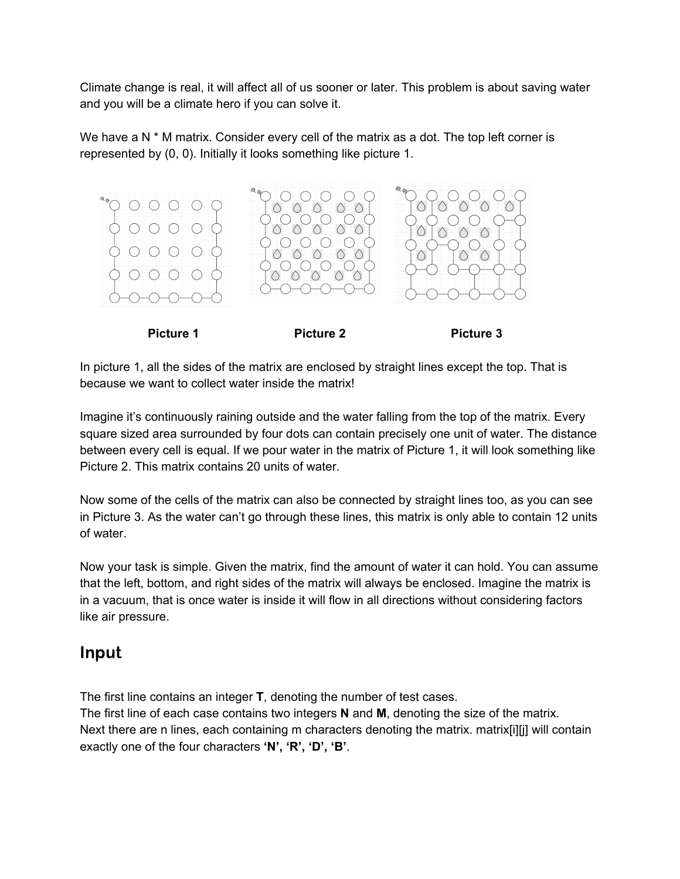Climate change is real, it will affect all of us sooner or later. This problem is about saving water and you will be a climate hero if you can solve it.

We have a N * M matrix. Consider every cell of the matrix as a dot. The top left corner is represented by (0, 0). Initially it looks something like picture 1.

**Picture 1** **Picture 2** **Picture 3**

In picture 1, all the sides of the matrix are enclosed by straight lines except the top. That is because we want to collect water inside the matrix!

Imagine it's continuously raining outside and the water falling from the top of the matrix. Every square sized area surrounded by four dots can contain precisely one unit of water. The distance between every cell is equal. If we pour water in the matrix of Picture 1, it will look something like Picture 2. This matrix contains 20 units of water.

Now some of the cells of the matrix can also be connected by straight lines too, as you can see in Picture 3. As the water can't go through these lines, this matrix is only able to contain 12 units of water.

Now your task is simple. Given the matrix, find the amount of water it can hold. You can assume that the left, bottom, and right sides of the matrix will always be enclosed. Imagine the matrix is in a vacuum, that is once water is inside it will flow in all directions without considering factors like air pressure.

## Input

The first line contains an integer **T**, denoting the number of test cases.
The first line of each case contains two integers **N** and **M**, denoting the size of the matrix.
Next there are n lines, each containing m characters denoting the matrix. matrix[i][j] will contain exactly one of the four characters **'N', 'R', 'D', 'B'**.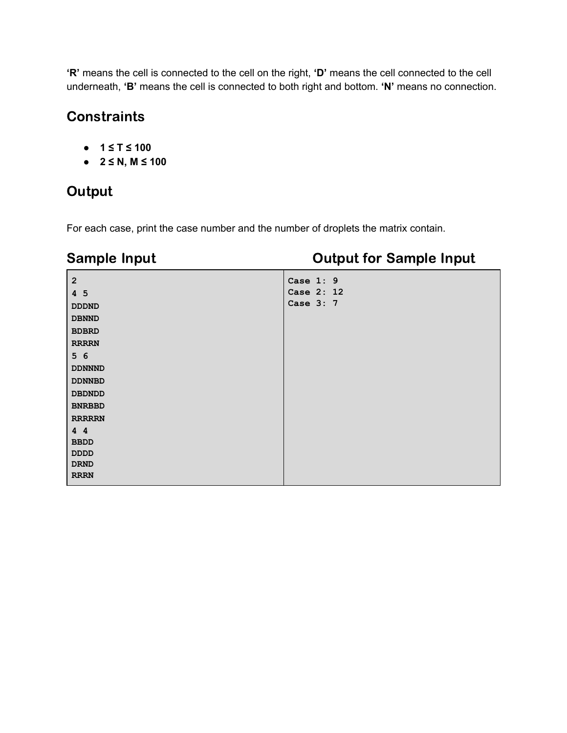**'R'** means the cell is connected to the cell on the right, **'D'** means the cell connected to the cell underneath, **'B'** means the cell is connected to both right and bottom. **'N'** means no connection.

## Constraints

- **1 ≤ T ≤ 100**
- **2 ≤ N, M ≤ 100**

## Output

For each case, print the case number and the number of droplets the matrix contain.

| Sample Input | Output for Sample Input |
|---|---|
| 2<br>4 5<br>DDDND<br>DBNND<br>BDBRD<br>RRRRN<br>5 6<br>DDNNND<br>DDNNBD<br>DBDNDD<br>BNRBBD<br>RRRRRN<br>4 4<br>BBDD<br>DDDD<br>DRND<br>RRRN | Case 1: 9<br>Case 2: 12<br>Case 3: 7 |